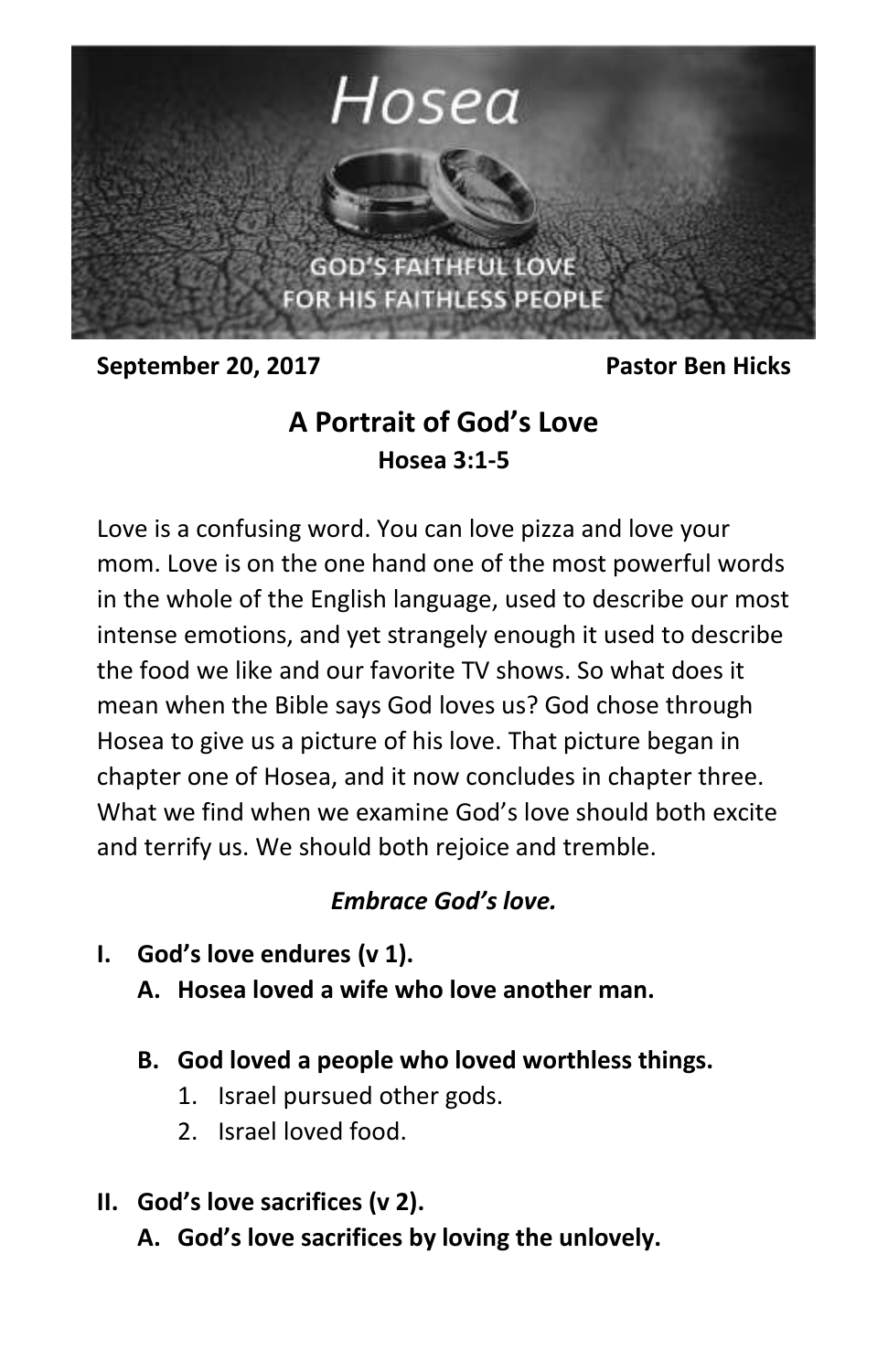# Hosea

GOD'S FAITHFUL LOVE FOR HIS FAITHLESS PEOPLE

**September 20, 2017** **Pastor Ben Hicks**

## A Portrait of God's Love

**Hosea 3:1-5**

Love is a confusing word. You can love pizza and love your mom. Love is on the one hand one of the most powerful words in the whole of the English language, used to describe our most intense emotions, and yet strangely enough it used to describe the food we like and our favorite TV shows. So what does it mean when the Bible says God loves us? God chose through Hosea to give us a picture of his love. That picture began in chapter one of Hosea, and it now concludes in chapter three. What we find when we examine God's love should both excite and terrify us. We should both rejoice and tremble.

***Embrace God's love.***

**I. God's love endures (v 1).**

**A. Hosea loved a wife who love another man.**

**B. God loved a people who loved worthless things.**

1. Israel pursued other gods.
2. Israel loved food.

**II. God's love sacrifices (v 2).**

**A. God's love sacrifices by loving the unlovely.**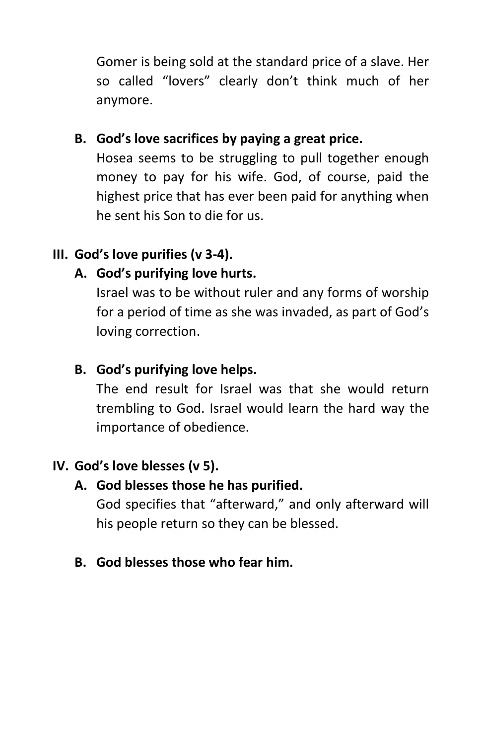Gomer is being sold at the standard price of a slave. Her so called "lovers" clearly don't think much of her anymore.

**B. God's love sacrifices by paying a great price.**

Hosea seems to be struggling to pull together enough money to pay for his wife. God, of course, paid the highest price that has ever been paid for anything when he sent his Son to die for us.

**III. God's love purifies (v 3-4).**

**A. God's purifying love hurts.**

Israel was to be without ruler and any forms of worship for a period of time as she was invaded, as part of God's loving correction.

**B. God's purifying love helps.**

The end result for Israel was that she would return trembling to God. Israel would learn the hard way the importance of obedience.

**IV. God's love blesses (v 5).**

**A. God blesses those he has purified.**

God specifies that "afterward," and only afterward will his people return so they can be blessed.

**B. God blesses those who fear him.**